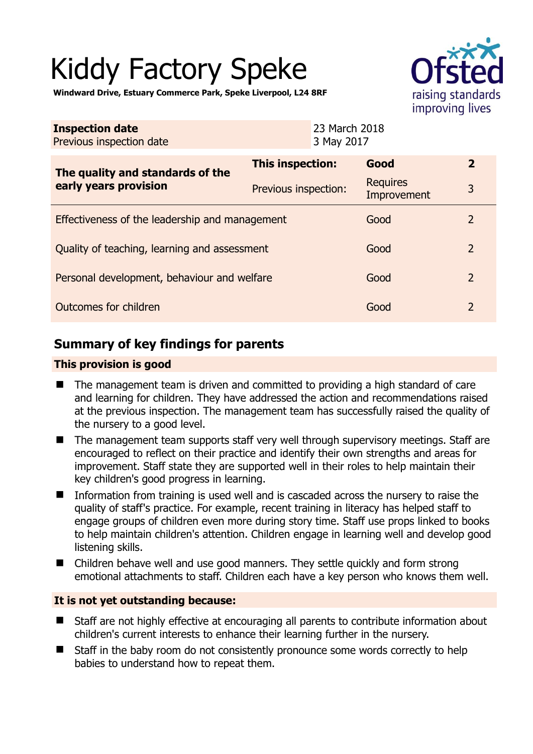# Kiddy Factory Speke

**Windward Drive, Estuary Commerce Park, Speke Liverpool, L24 8RF**

| **Inspection date** | 23 March 2018 |
|---|---|
| Previous inspection date | 3 May 2017 |

| **The quality and standards of the early years provision** | **This inspection:** | **Good** | **2** |
|---|---|---|---|
| | Previous inspection: | Requires Improvement | 3 |
| Effectiveness of the leadership and management | | Good | 2 |
| Quality of teaching, learning and assessment | | Good | 2 |
| Personal development, behaviour and welfare | | Good | 2 |
| Outcomes for children | | Good | 2 |

## Summary of key findings for parents

### This provision is good

- The management team is driven and committed to providing a high standard of care and learning for children. They have addressed the action and recommendations raised at the previous inspection. The management team has successfully raised the quality of the nursery to a good level.
- The management team supports staff very well through supervisory meetings. Staff are encouraged to reflect on their practice and identify their own strengths and areas for improvement. Staff state they are supported well in their roles to help maintain their key children's good progress in learning.
- Information from training is used well and is cascaded across the nursery to raise the quality of staff's practice. For example, recent training in literacy has helped staff to engage groups of children even more during story time. Staff use props linked to books to help maintain children's attention. Children engage in learning well and develop good listening skills.
- Children behave well and use good manners. They settle quickly and form strong emotional attachments to staff. Children each have a key person who knows them well.

### It is not yet outstanding because:

- Staff are not highly effective at encouraging all parents to contribute information about children's current interests to enhance their learning further in the nursery.
- Staff in the baby room do not consistently pronounce some words correctly to help babies to understand how to repeat them.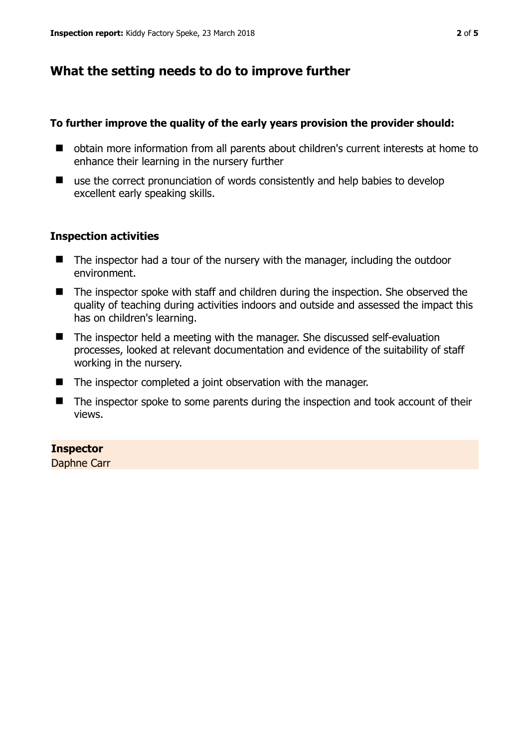## What the setting needs to do to improve further

**To further improve the quality of the early years provision the provider should:**

- obtain more information from all parents about children's current interests at home to enhance their learning in the nursery further
- use the correct pronunciation of words consistently and help babies to develop excellent early speaking skills.

### Inspection activities

- The inspector had a tour of the nursery with the manager, including the outdoor environment.
- The inspector spoke with staff and children during the inspection. She observed the quality of teaching during activities indoors and outside and assessed the impact this has on children's learning.
- The inspector held a meeting with the manager. She discussed self-evaluation processes, looked at relevant documentation and evidence of the suitability of staff working in the nursery.
- The inspector completed a joint observation with the manager.
- The inspector spoke to some parents during the inspection and took account of their views.

**Inspector**
Daphne Carr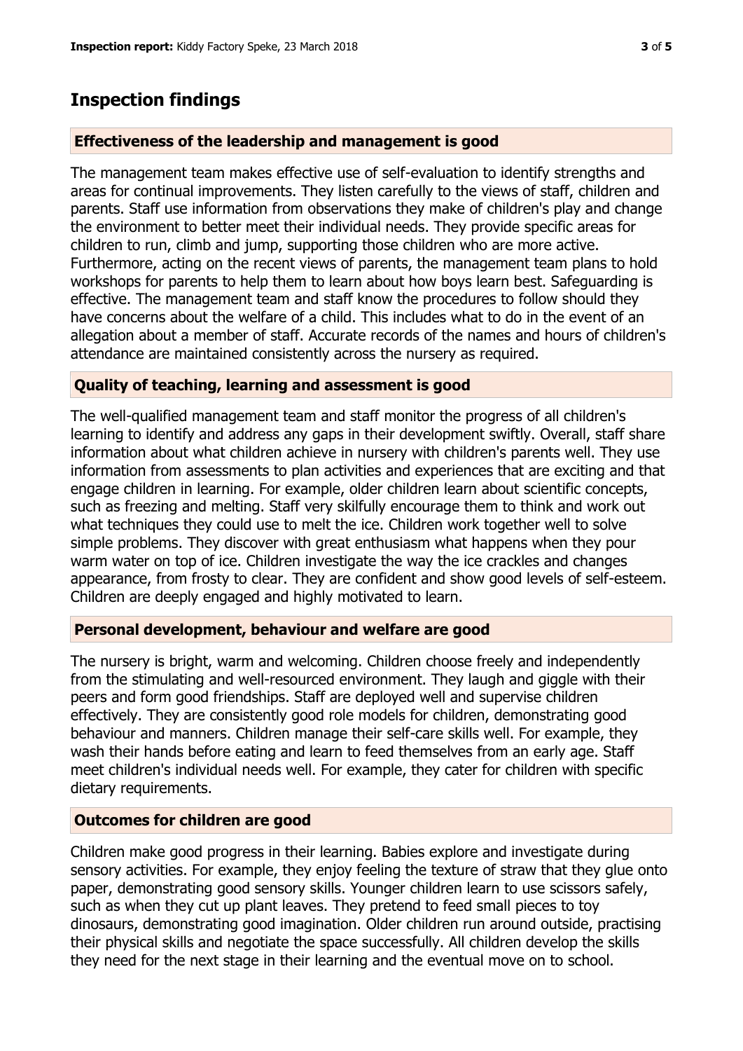## Inspection findings

### Effectiveness of the leadership and management is good

The management team makes effective use of self-evaluation to identify strengths and areas for continual improvements. They listen carefully to the views of staff, children and parents. Staff use information from observations they make of children's play and change the environment to better meet their individual needs. They provide specific areas for children to run, climb and jump, supporting those children who are more active. Furthermore, acting on the recent views of parents, the management team plans to hold workshops for parents to help them to learn about how boys learn best. Safeguarding is effective. The management team and staff know the procedures to follow should they have concerns about the welfare of a child. This includes what to do in the event of an allegation about a member of staff. Accurate records of the names and hours of children's attendance are maintained consistently across the nursery as required.

### Quality of teaching, learning and assessment is good

The well-qualified management team and staff monitor the progress of all children's learning to identify and address any gaps in their development swiftly. Overall, staff share information about what children achieve in nursery with children's parents well. They use information from assessments to plan activities and experiences that are exciting and that engage children in learning. For example, older children learn about scientific concepts, such as freezing and melting. Staff very skilfully encourage them to think and work out what techniques they could use to melt the ice. Children work together well to solve simple problems. They discover with great enthusiasm what happens when they pour warm water on top of ice. Children investigate the way the ice crackles and changes appearance, from frosty to clear. They are confident and show good levels of self-esteem. Children are deeply engaged and highly motivated to learn.

### Personal development, behaviour and welfare are good

The nursery is bright, warm and welcoming. Children choose freely and independently from the stimulating and well-resourced environment. They laugh and giggle with their peers and form good friendships. Staff are deployed well and supervise children effectively. They are consistently good role models for children, demonstrating good behaviour and manners. Children manage their self-care skills well. For example, they wash their hands before eating and learn to feed themselves from an early age. Staff meet children's individual needs well. For example, they cater for children with specific dietary requirements.

### Outcomes for children are good

Children make good progress in their learning. Babies explore and investigate during sensory activities. For example, they enjoy feeling the texture of straw that they glue onto paper, demonstrating good sensory skills. Younger children learn to use scissors safely, such as when they cut up plant leaves. They pretend to feed small pieces to toy dinosaurs, demonstrating good imagination. Older children run around outside, practising their physical skills and negotiate the space successfully. All children develop the skills they need for the next stage in their learning and the eventual move on to school.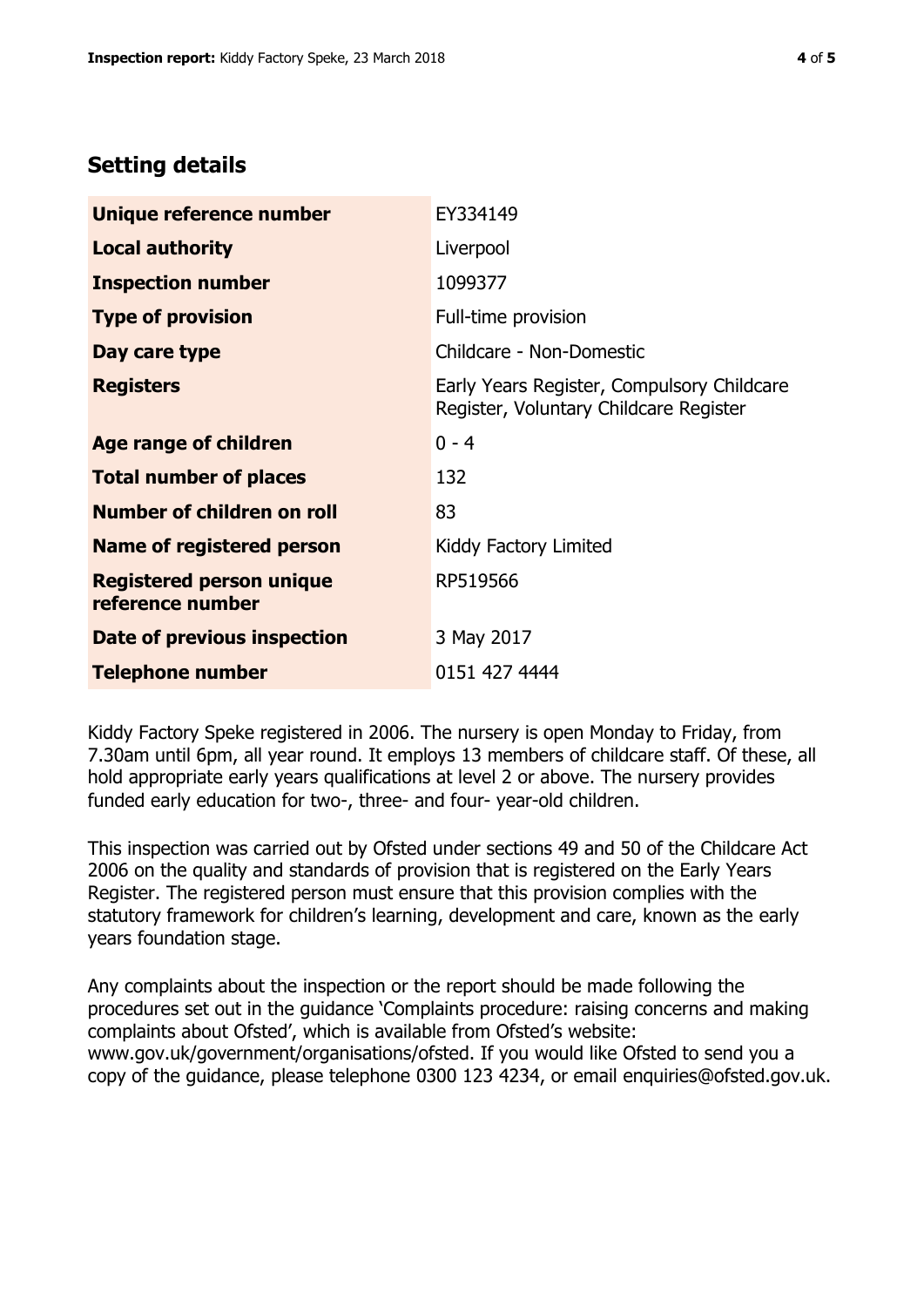## Setting details

| | |
|---|---|
| **Unique reference number** | EY334149 |
| **Local authority** | Liverpool |
| **Inspection number** | 1099377 |
| **Type of provision** | Full-time provision |
| **Day care type** | Childcare - Non-Domestic |
| **Registers** | Early Years Register, Compulsory Childcare Register, Voluntary Childcare Register |
| **Age range of children** | 0 - 4 |
| **Total number of places** | 132 |
| **Number of children on roll** | 83 |
| **Name of registered person** | Kiddy Factory Limited |
| **Registered person unique reference number** | RP519566 |
| **Date of previous inspection** | 3 May 2017 |
| **Telephone number** | 0151 427 4444 |

Kiddy Factory Speke registered in 2006. The nursery is open Monday to Friday, from 7.30am until 6pm, all year round. It employs 13 members of childcare staff. Of these, all hold appropriate early years qualifications at level 2 or above. The nursery provides funded early education for two-, three- and four- year-old children.

This inspection was carried out by Ofsted under sections 49 and 50 of the Childcare Act 2006 on the quality and standards of provision that is registered on the Early Years Register. The registered person must ensure that this provision complies with the statutory framework for children's learning, development and care, known as the early years foundation stage.

Any complaints about the inspection or the report should be made following the procedures set out in the guidance 'Complaints procedure: raising concerns and making complaints about Ofsted', which is available from Ofsted's website: www.gov.uk/government/organisations/ofsted. If you would like Ofsted to send you a copy of the guidance, please telephone 0300 123 4234, or email enquiries@ofsted.gov.uk.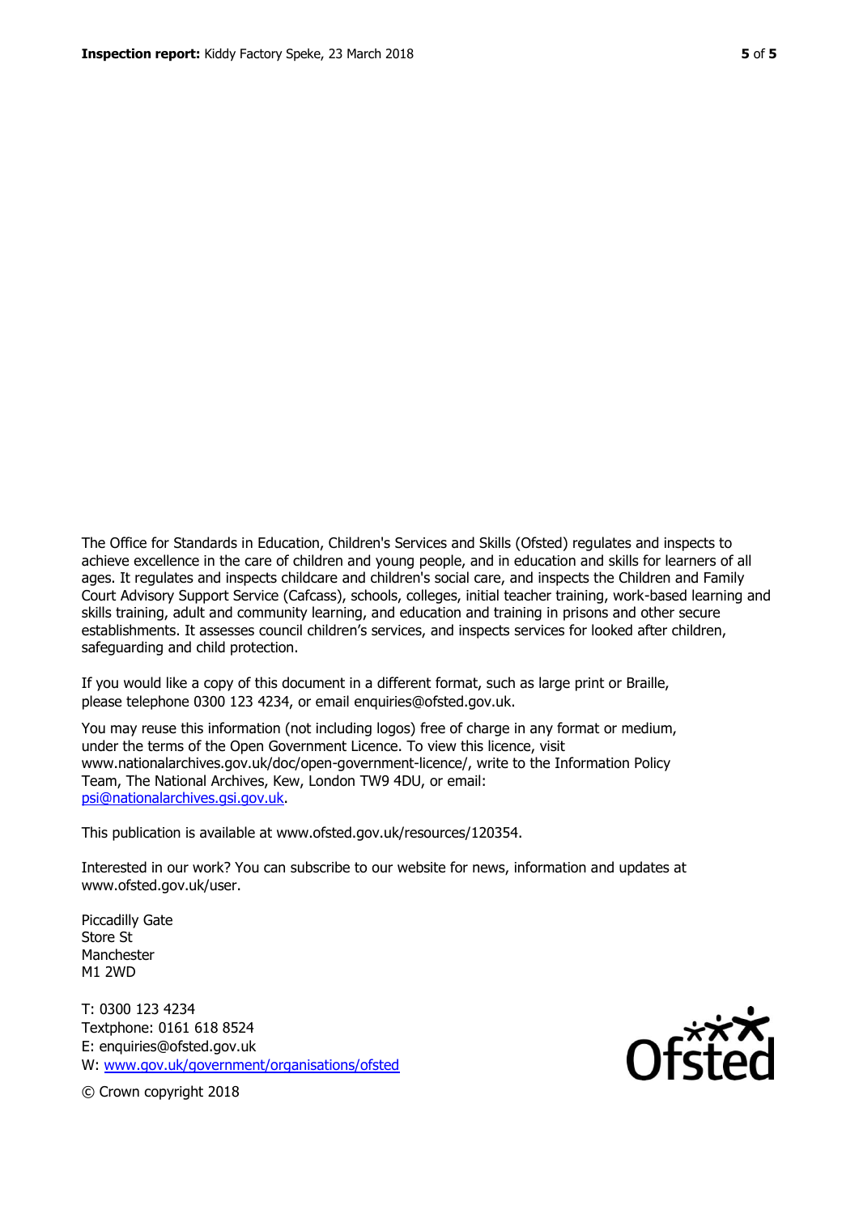The Office for Standards in Education, Children's Services and Skills (Ofsted) regulates and inspects to achieve excellence in the care of children and young people, and in education and skills for learners of all ages. It regulates and inspects childcare and children's social care, and inspects the Children and Family Court Advisory Support Service (Cafcass), schools, colleges, initial teacher training, work-based learning and skills training, adult and community learning, and education and training in prisons and other secure establishments. It assesses council children's services, and inspects services for looked after children, safeguarding and child protection.

If you would like a copy of this document in a different format, such as large print or Braille, please telephone 0300 123 4234, or email enquiries@ofsted.gov.uk.

You may reuse this information (not including logos) free of charge in any format or medium, under the terms of the Open Government Licence. To view this licence, visit www.nationalarchives.gov.uk/doc/open-government-licence/, write to the Information Policy Team, The National Archives, Kew, London TW9 4DU, or email: psi@nationalarchives.gsi.gov.uk.

This publication is available at www.ofsted.gov.uk/resources/120354.

Interested in our work? You can subscribe to our website for news, information and updates at www.ofsted.gov.uk/user.

Piccadilly Gate
Store St
Manchester
M1 2WD

T: 0300 123 4234
Textphone: 0161 618 8524
E: enquiries@ofsted.gov.uk
W: www.gov.uk/government/organisations/ofsted

© Crown copyright 2018